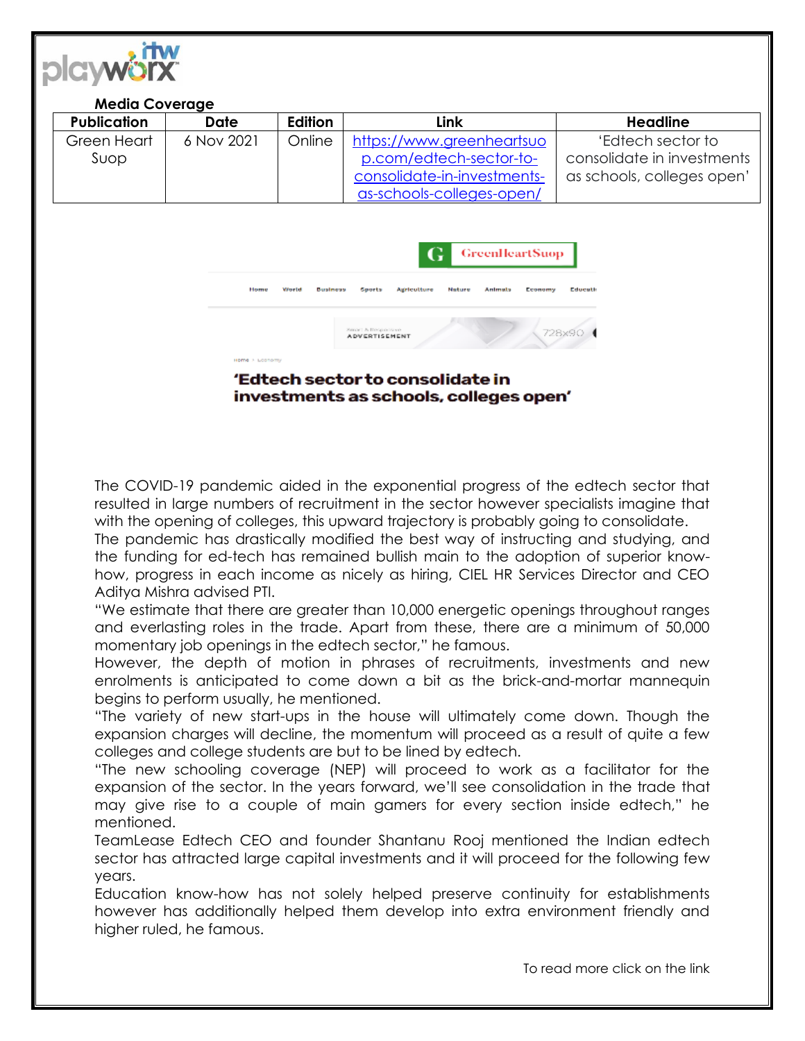**Media Coverage**

| Publication | Date | Edition | Link | Headline |
|---|---|---|---|---|
| Green Heart Suop | 6 Nov 2021 | Online | https://www.greenheartsuop.com/edtech-sector-to-consolidate-in-investments-as-schools-colleges-open/ | 'Edtech sector to consolidate in investments as schools, colleges open' |

GreenHeartSuop

Home World Business Sports Agriculture Nature Animals Economy Educati

ADVERTISEMENT 728x90

Home › Economy

## 'Edtech sector to consolidate in investments as schools, colleges open'

The COVID-19 pandemic aided in the exponential progress of the edtech sector that resulted in large numbers of recruitment in the sector however specialists imagine that with the opening of colleges, this upward trajectory is probably going to consolidate.

The pandemic has drastically modified the best way of instructing and studying, and the funding for ed-tech has remained bullish main to the adoption of superior know-how, progress in each income as nicely as hiring, CIEL HR Services Director and CEO Aditya Mishra advised PTI.

"We estimate that there are greater than 10,000 energetic openings throughout ranges and everlasting roles in the trade. Apart from these, there are a minimum of 50,000 momentary job openings in the edtech sector," he famous.

However, the depth of motion in phrases of recruitments, investments and new enrolments is anticipated to come down a bit as the brick-and-mortar mannequin begins to perform usually, he mentioned.

"The variety of new start-ups in the house will ultimately come down. Though the expansion charges will decline, the momentum will proceed as a result of quite a few colleges and college students are but to be lined by edtech.

"The new schooling coverage (NEP) will proceed to work as a facilitator for the expansion of the sector. In the years forward, we'll see consolidation in the trade that may give rise to a couple of main gamers for every section inside edtech," he mentioned.

TeamLease Edtech CEO and founder Shantanu Rooj mentioned the Indian edtech sector has attracted large capital investments and it will proceed for the following few years.

Education know-how has not solely helped preserve continuity for establishments however has additionally helped them develop into extra environment friendly and higher ruled, he famous.

To read more click on the link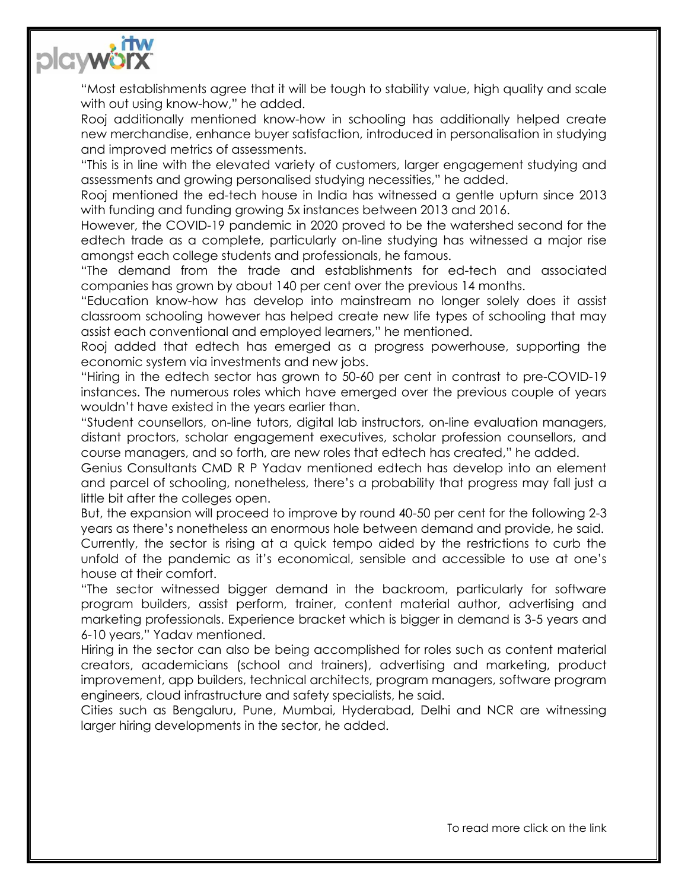"Most establishments agree that it will be tough to stability value, high quality and scale with out using know-how," he added.

Rooj additionally mentioned know-how in schooling has additionally helped create new merchandise, enhance buyer satisfaction, introduced in personalisation in studying and improved metrics of assessments.

"This is in line with the elevated variety of customers, larger engagement studying and assessments and growing personalised studying necessities," he added.

Rooj mentioned the ed-tech house in India has witnessed a gentle upturn since 2013 with funding and funding growing 5x instances between 2013 and 2016.

However, the COVID-19 pandemic in 2020 proved to be the watershed second for the edtech trade as a complete, particularly on-line studying has witnessed a major rise amongst each college students and professionals, he famous.

"The demand from the trade and establishments for ed-tech and associated companies has grown by about 140 per cent over the previous 14 months.

"Education know-how has develop into mainstream no longer solely does it assist classroom schooling however has helped create new life types of schooling that may assist each conventional and employed learners," he mentioned.

Rooj added that edtech has emerged as a progress powerhouse, supporting the economic system via investments and new jobs.

"Hiring in the edtech sector has grown to 50-60 per cent in contrast to pre-COVID-19 instances. The numerous roles which have emerged over the previous couple of years wouldn't have existed in the years earlier than.

"Student counsellors, on-line tutors, digital lab instructors, on-line evaluation managers, distant proctors, scholar engagement executives, scholar profession counsellors, and course managers, and so forth, are new roles that edtech has created," he added.

Genius Consultants CMD R P Yadav mentioned edtech has develop into an element and parcel of schooling, nonetheless, there's a probability that progress may fall just a little bit after the colleges open.

But, the expansion will proceed to improve by round 40-50 per cent for the following 2-3 years as there's nonetheless an enormous hole between demand and provide, he said.

Currently, the sector is rising at a quick tempo aided by the restrictions to curb the unfold of the pandemic as it's economical, sensible and accessible to use at one's house at their comfort.

"The sector witnessed bigger demand in the backroom, particularly for software program builders, assist perform, trainer, content material author, advertising and marketing professionals. Experience bracket which is bigger in demand is 3-5 years and 6-10 years," Yadav mentioned.

Hiring in the sector can also be being accomplished for roles such as content material creators, academicians (school and trainers), advertising and marketing, product improvement, app builders, technical architects, program managers, software program engineers, cloud infrastructure and safety specialists, he said.

Cities such as Bengaluru, Pune, Mumbai, Hyderabad, Delhi and NCR are witnessing larger hiring developments in the sector, he added.

To read more click on the link